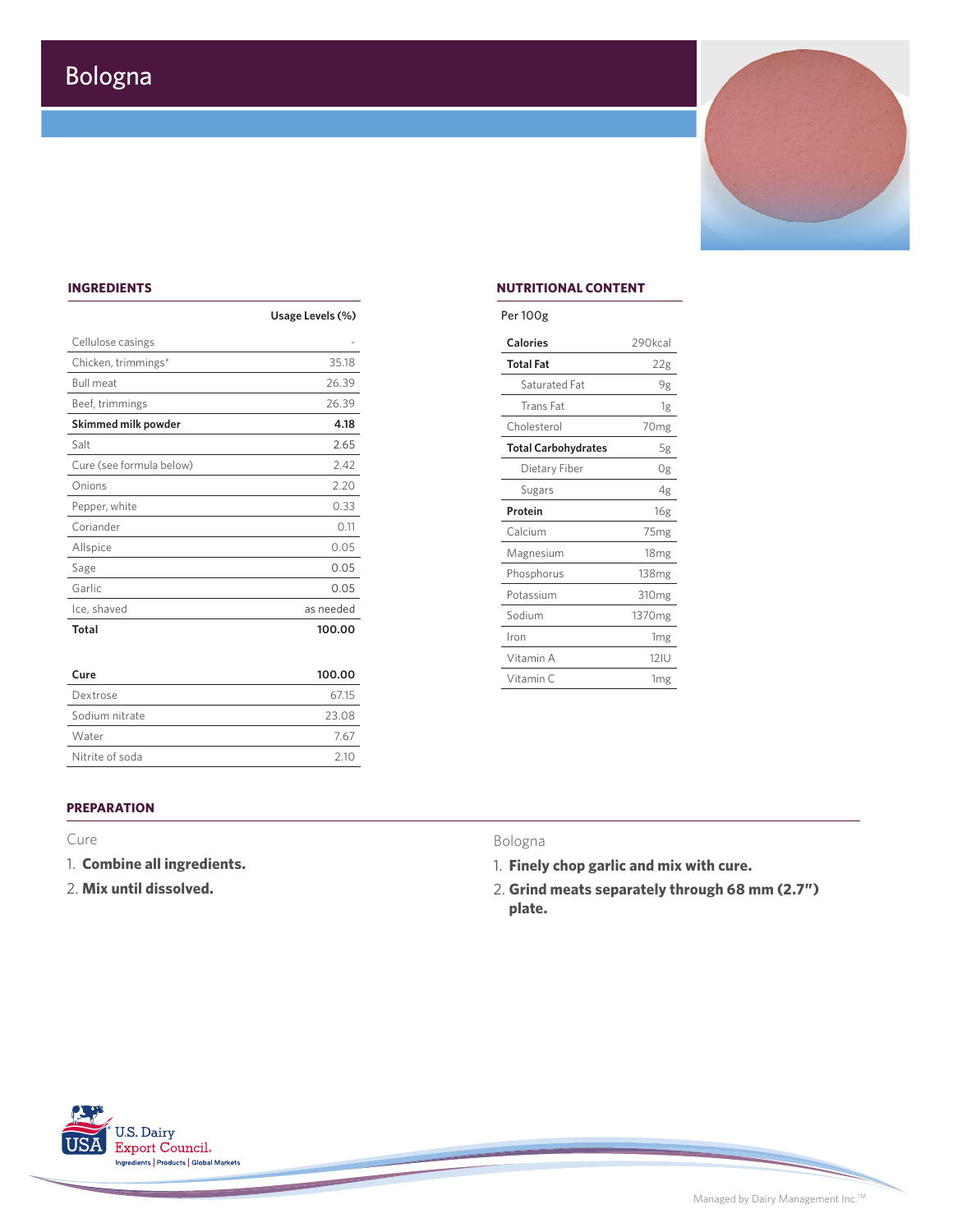# Bologna

## INGREDIENTS

| | Usage Levels (%) |
|---|---|
| Cellulose casings | - |
| Chicken, trimmings* | 35.18 |
| Bull meat | 26.39 |
| Beef, trimmings | 26.39 |
| **Skimmed milk powder** | **4.18** |
| Salt | 2.65 |
| Cure (see formula below) | 2.42 |
| Onions | 2.20 |
| Pepper, white | 0.33 |
| Coriander | 0.11 |
| Allspice | 0.05 |
| Sage | 0.05 |
| Garlic | 0.05 |
| Ice, shaved | as needed |
| **Total** | **100.00** |

| **Cure** | **100.00** |
|---|---|
| Dextrose | 67.15 |
| Sodium nitrate | 23.08 |
| Water | 7.67 |
| Nitrite of soda | 2.10 |

## NUTRITIONAL CONTENT

Per 100g

| | |
|---|---|
| **Calories** | 290kcal |
| **Total Fat** | 22g |
| Saturated Fat | 9g |
| Trans Fat | 1g |
| Cholesterol | 70mg |
| **Total Carbohydrates** | 5g |
| Dietary Fiber | 0g |
| Sugars | 4g |
| **Protein** | 16g |
| Calcium | 75mg |
| Magnesium | 18mg |
| Phosphorus | 138mg |
| Potassium | 310mg |
| Sodium | 1370mg |
| Iron | 1mg |
| Vitamin A | 12IU |
| Vitamin C | 1mg |

## PREPARATION

Cure

1. **Combine all ingredients.**
2. **Mix until dissolved.**

Bologna

1. **Finely chop garlic and mix with cure.**
2. **Grind meats separately through 68 mm (2.7") plate.**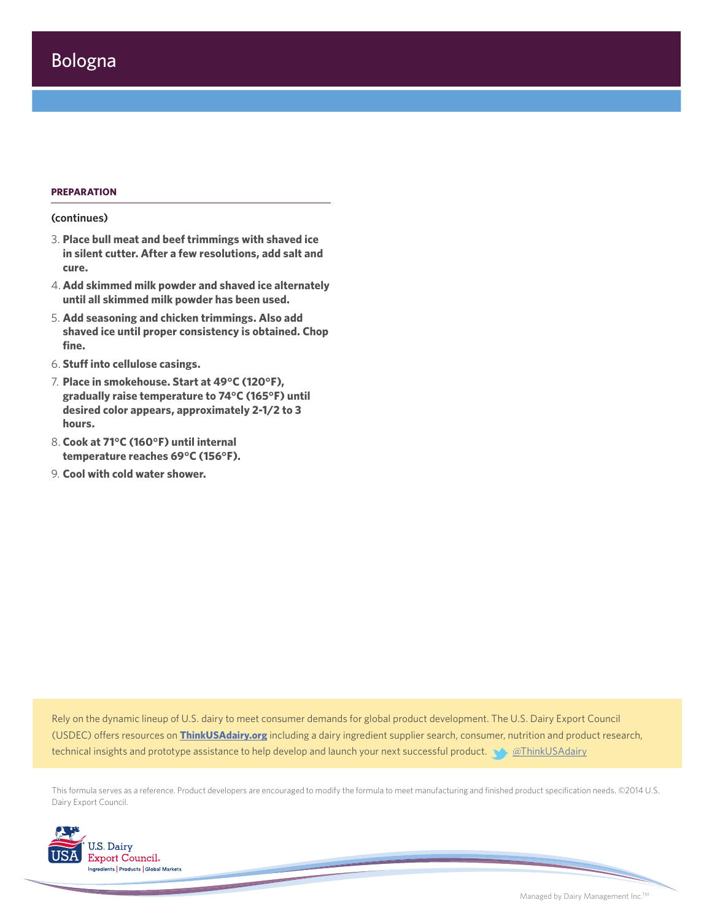# Bologna

**PREPARATION**

**(continues)**

3. **Place bull meat and beef trimmings with shaved ice in silent cutter. After a few resolutions, add salt and cure.**
4. **Add skimmed milk powder and shaved ice alternately until all skimmed milk powder has been used.**
5. **Add seasoning and chicken trimmings. Also add shaved ice until proper consistency is obtained. Chop fine.**
6. **Stuff into cellulose casings.**
7. **Place in smokehouse. Start at 49°C (120°F), gradually raise temperature to 74°C (165°F) until desired color appears, approximately 2-1/2 to 3 hours.**
8. **Cook at 71°C (160°F) until internal temperature reaches 69°C (156°F).**
9. **Cool with cold water shower.**

Rely on the dynamic lineup of U.S. dairy to meet consumer demands for global product development. The U.S. Dairy Export Council (USDEC) offers resources on **ThinkUSAdairy.org** including a dairy ingredient supplier search, consumer, nutrition and product research, technical insights and prototype assistance to help develop and launch your next successful product. @ThinkUSAdairy

This formula serves as a reference. Product developers are encouraged to modify the formula to meet manufacturing and finished product specification needs. ©2014 U.S. Dairy Export Council.

U.S. Dairy Export Council. Ingredients | Products | Global Markets

Managed by Dairy Management Inc.™